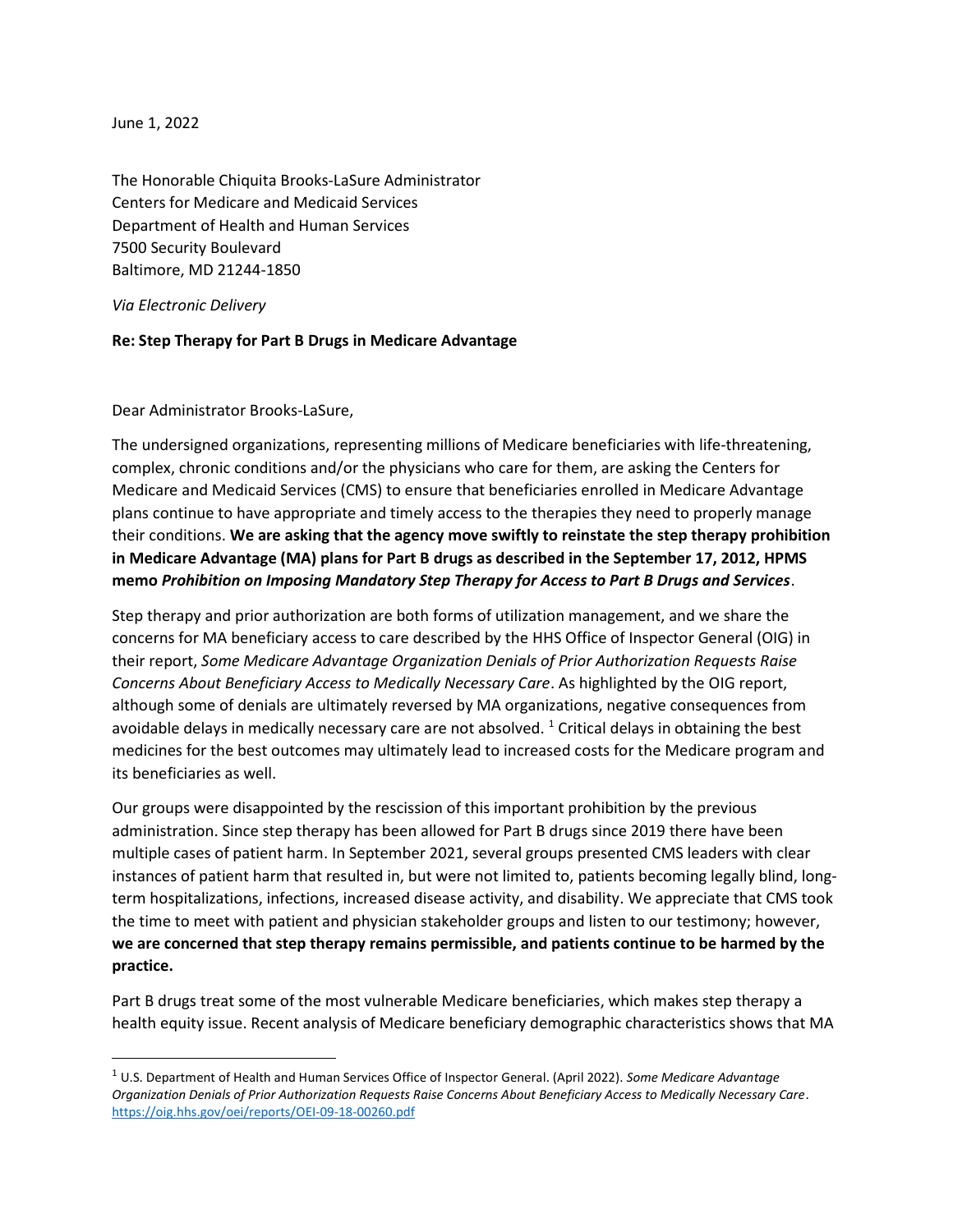June 1, 2022

The Honorable Chiquita Brooks-LaSure Administrator
Centers for Medicare and Medicaid Services
Department of Health and Human Services
7500 Security Boulevard
Baltimore, MD 21244-1850

*Via Electronic Delivery*

**Re: Step Therapy for Part B Drugs in Medicare Advantage**

Dear Administrator Brooks-LaSure,

The undersigned organizations, representing millions of Medicare beneficiaries with life-threatening, complex, chronic conditions and/or the physicians who care for them, are asking the Centers for Medicare and Medicaid Services (CMS) to ensure that beneficiaries enrolled in Medicare Advantage plans continue to have appropriate and timely access to the therapies they need to properly manage their conditions. **We are asking that the agency move swiftly to reinstate the step therapy prohibition in Medicare Advantage (MA) plans for Part B drugs as described in the September 17, 2012, HPMS memo *Prohibition on Imposing Mandatory Step Therapy for Access to Part B Drugs and Services*.**

Step therapy and prior authorization are both forms of utilization management, and we share the concerns for MA beneficiary access to care described by the HHS Office of Inspector General (OIG) in their report, *Some Medicare Advantage Organization Denials of Prior Authorization Requests Raise Concerns About Beneficiary Access to Medically Necessary Care*. As highlighted by the OIG report, although some of denials are ultimately reversed by MA organizations, negative consequences from avoidable delays in medically necessary care are not absolved. [1] Critical delays in obtaining the best medicines for the best outcomes may ultimately lead to increased costs for the Medicare program and its beneficiaries as well.

Our groups were disappointed by the rescission of this important prohibition by the previous administration. Since step therapy has been allowed for Part B drugs since 2019 there have been multiple cases of patient harm. In September 2021, several groups presented CMS leaders with clear instances of patient harm that resulted in, but were not limited to, patients becoming legally blind, long-term hospitalizations, infections, increased disease activity, and disability. We appreciate that CMS took the time to meet with patient and physician stakeholder groups and listen to our testimony; however, **we are concerned that step therapy remains permissible, and patients continue to be harmed by the practice.**

Part B drugs treat some of the most vulnerable Medicare beneficiaries, which makes step therapy a health equity issue. Recent analysis of Medicare beneficiary demographic characteristics shows that MA

---

[1] U.S. Department of Health and Human Services Office of Inspector General. (April 2022). *Some Medicare Advantage Organization Denials of Prior Authorization Requests Raise Concerns About Beneficiary Access to Medically Necessary Care*. https://oig.hhs.gov/oei/reports/OEI-09-18-00260.pdf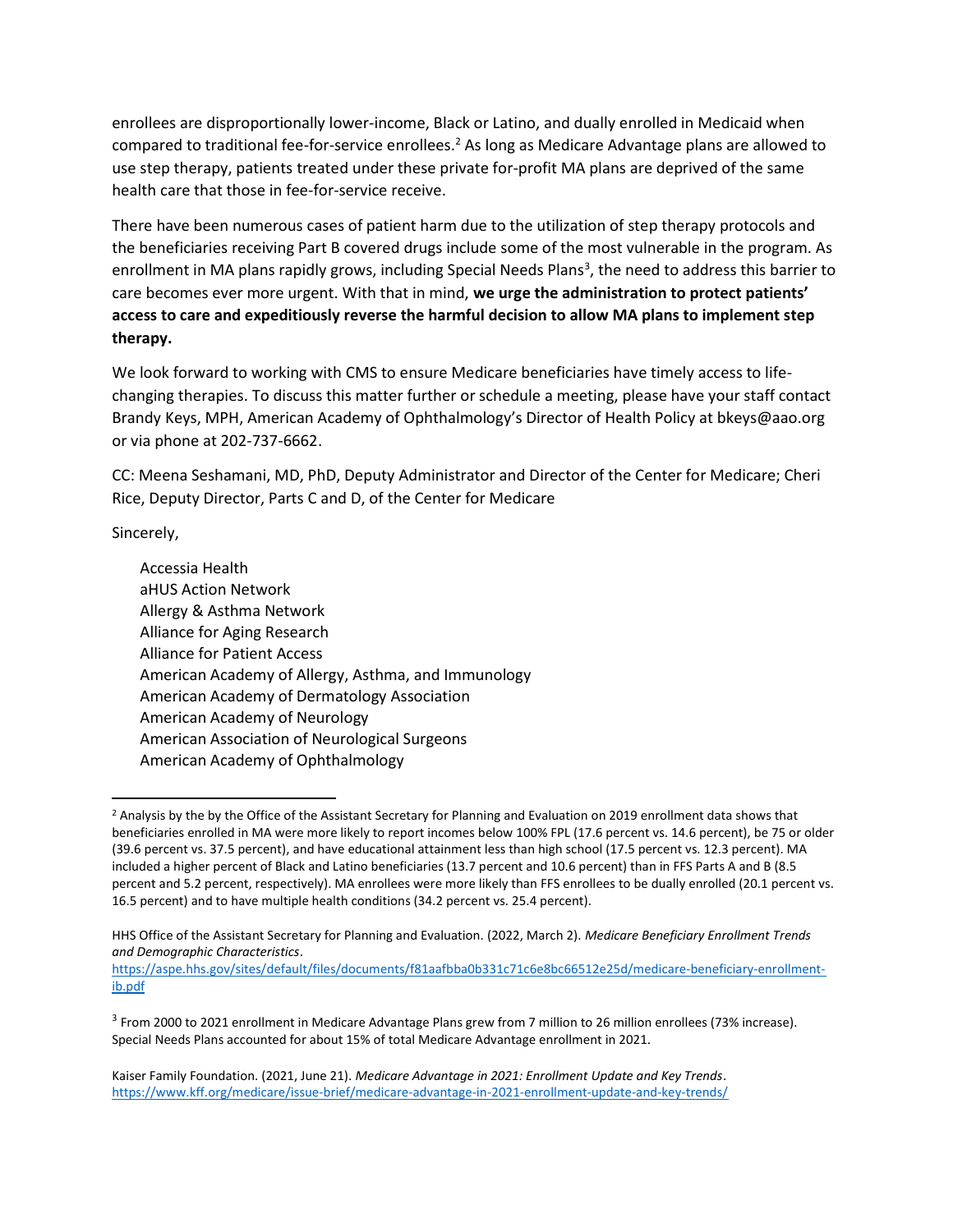enrollees are disproportionally lower-income, Black or Latino, and dually enrolled in Medicaid when compared to traditional fee-for-service enrollees.[2] As long as Medicare Advantage plans are allowed to use step therapy, patients treated under these private for-profit MA plans are deprived of the same health care that those in fee-for-service receive.

There have been numerous cases of patient harm due to the utilization of step therapy protocols and the beneficiaries receiving Part B covered drugs include some of the most vulnerable in the program. As enrollment in MA plans rapidly grows, including Special Needs Plans[3], the need to address this barrier to care becomes ever more urgent. With that in mind, **we urge the administration to protect patients' access to care and expeditiously reverse the harmful decision to allow MA plans to implement step therapy.**

We look forward to working with CMS to ensure Medicare beneficiaries have timely access to life-changing therapies. To discuss this matter further or schedule a meeting, please have your staff contact Brandy Keys, MPH, American Academy of Ophthalmology's Director of Health Policy at bkeys@aao.org or via phone at 202-737-6662.

CC: Meena Seshamani, MD, PhD, Deputy Administrator and Director of the Center for Medicare; Cheri Rice, Deputy Director, Parts C and D, of the Center for Medicare

Sincerely,

Accessia Health
aHUS Action Network
Allergy & Asthma Network
Alliance for Aging Research
Alliance for Patient Access
American Academy of Allergy, Asthma, and Immunology
American Academy of Dermatology Association
American Academy of Neurology
American Association of Neurological Surgeons
American Academy of Ophthalmology

---

[2] Analysis by the by the Office of the Assistant Secretary for Planning and Evaluation on 2019 enrollment data shows that beneficiaries enrolled in MA were more likely to report incomes below 100% FPL (17.6 percent vs. 14.6 percent), be 75 or older (39.6 percent vs. 37.5 percent), and have educational attainment less than high school (17.5 percent vs. 12.3 percent). MA included a higher percent of Black and Latino beneficiaries (13.7 percent and 10.6 percent) than in FFS Parts A and B (8.5 percent and 5.2 percent, respectively). MA enrollees were more likely than FFS enrollees to be dually enrolled (20.1 percent vs. 16.5 percent) and to have multiple health conditions (34.2 percent vs. 25.4 percent).

HHS Office of the Assistant Secretary for Planning and Evaluation. (2022, March 2). *Medicare Beneficiary Enrollment Trends and Demographic Characteristics*.
https://aspe.hhs.gov/sites/default/files/documents/f81aafbba0b331c71c6e8bc66512e25d/medicare-beneficiary-enrollment-ib.pdf

[3] From 2000 to 2021 enrollment in Medicare Advantage Plans grew from 7 million to 26 million enrollees (73% increase). Special Needs Plans accounted for about 15% of total Medicare Advantage enrollment in 2021.

Kaiser Family Foundation. (2021, June 21). *Medicare Advantage in 2021: Enrollment Update and Key Trends*.
https://www.kff.org/medicare/issue-brief/medicare-advantage-in-2021-enrollment-update-and-key-trends/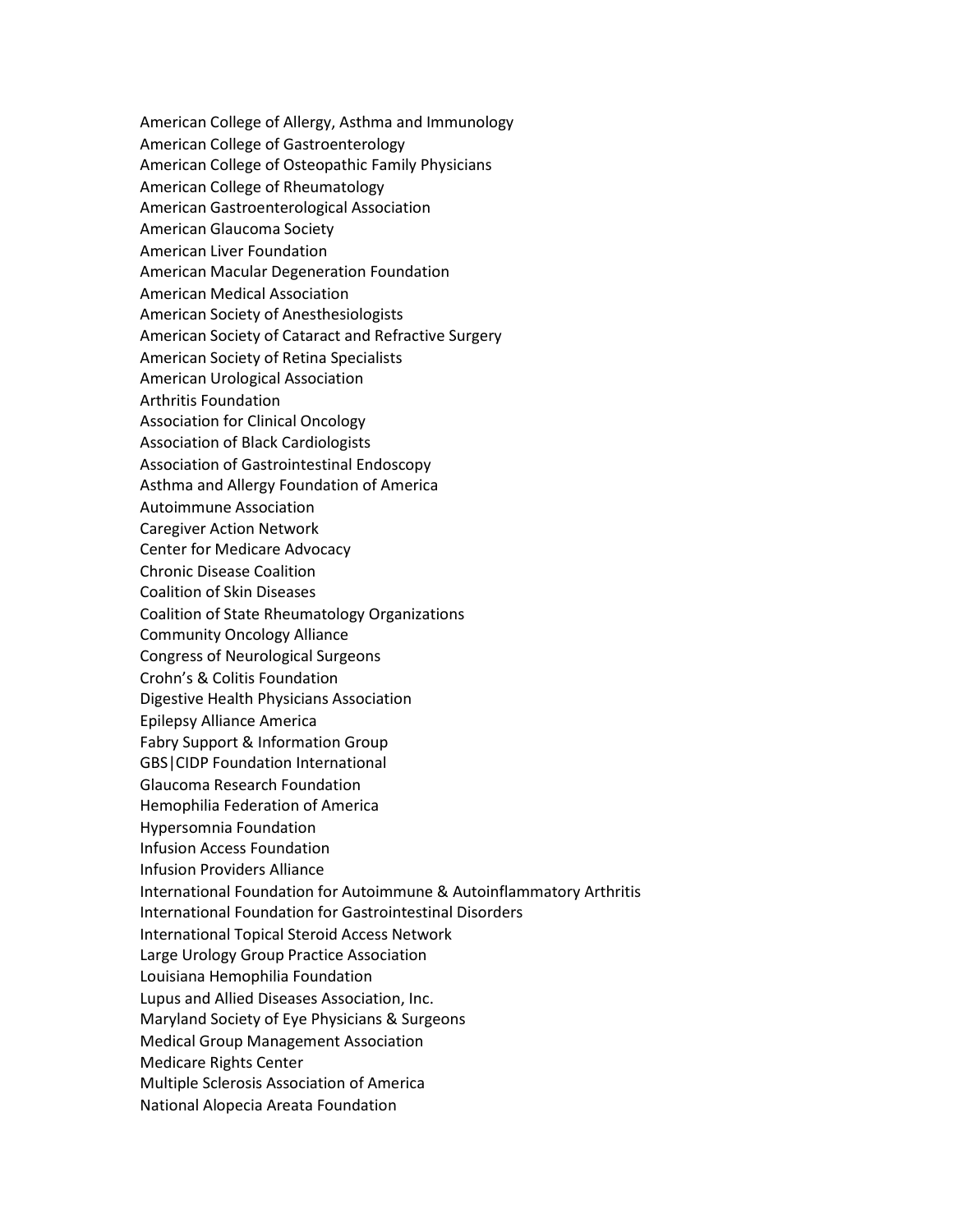American College of Allergy, Asthma and Immunology
American College of Gastroenterology
American College of Osteopathic Family Physicians
American College of Rheumatology
American Gastroenterological Association
American Glaucoma Society
American Liver Foundation
American Macular Degeneration Foundation
American Medical Association
American Society of Anesthesiologists
American Society of Cataract and Refractive Surgery
American Society of Retina Specialists
American Urological Association
Arthritis Foundation
Association for Clinical Oncology
Association of Black Cardiologists
Association of Gastrointestinal Endoscopy
Asthma and Allergy Foundation of America
Autoimmune Association
Caregiver Action Network
Center for Medicare Advocacy
Chronic Disease Coalition
Coalition of Skin Diseases
Coalition of State Rheumatology Organizations
Community Oncology Alliance
Congress of Neurological Surgeons
Crohn's & Colitis Foundation
Digestive Health Physicians Association
Epilepsy Alliance America
Fabry Support & Information Group
GBS|CIDP Foundation International
Glaucoma Research Foundation
Hemophilia Federation of America
Hypersomnia Foundation
Infusion Access Foundation
Infusion Providers Alliance
International Foundation for Autoimmune & Autoinflammatory Arthritis
International Foundation for Gastrointestinal Disorders
International Topical Steroid Access Network
Large Urology Group Practice Association
Louisiana Hemophilia Foundation
Lupus and Allied Diseases Association, Inc.
Maryland Society of Eye Physicians & Surgeons
Medical Group Management Association
Medicare Rights Center
Multiple Sclerosis Association of America
National Alopecia Areata Foundation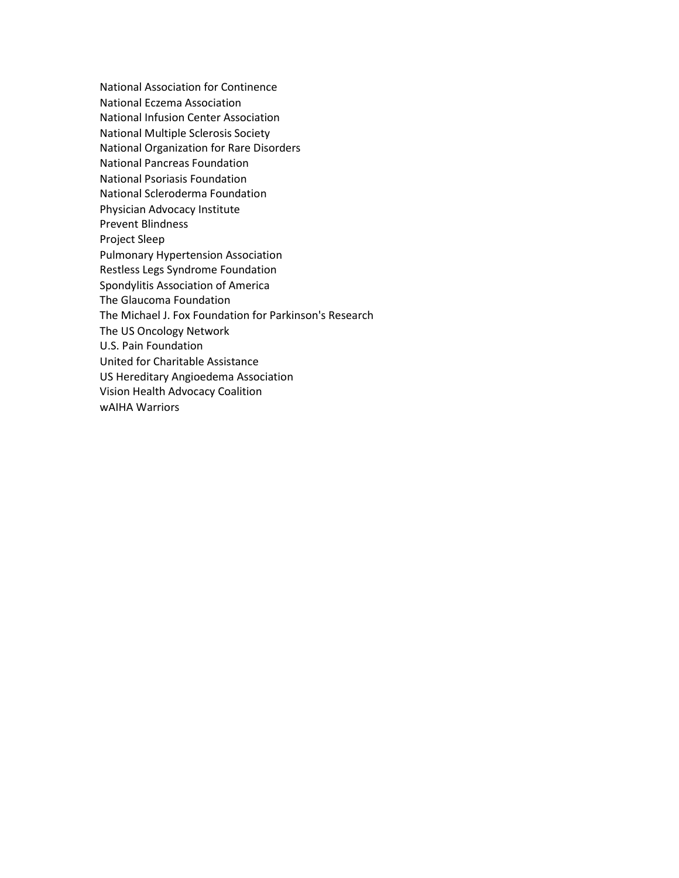National Association for Continence
National Eczema Association
National Infusion Center Association
National Multiple Sclerosis Society
National Organization for Rare Disorders
National Pancreas Foundation
National Psoriasis Foundation
National Scleroderma Foundation
Physician Advocacy Institute
Prevent Blindness
Project Sleep
Pulmonary Hypertension Association
Restless Legs Syndrome Foundation
Spondylitis Association of America
The Glaucoma Foundation
The Michael J. Fox Foundation for Parkinson's Research
The US Oncology Network
U.S. Pain Foundation
United for Charitable Assistance
US Hereditary Angioedema Association
Vision Health Advocacy Coalition
wAIHA Warriors